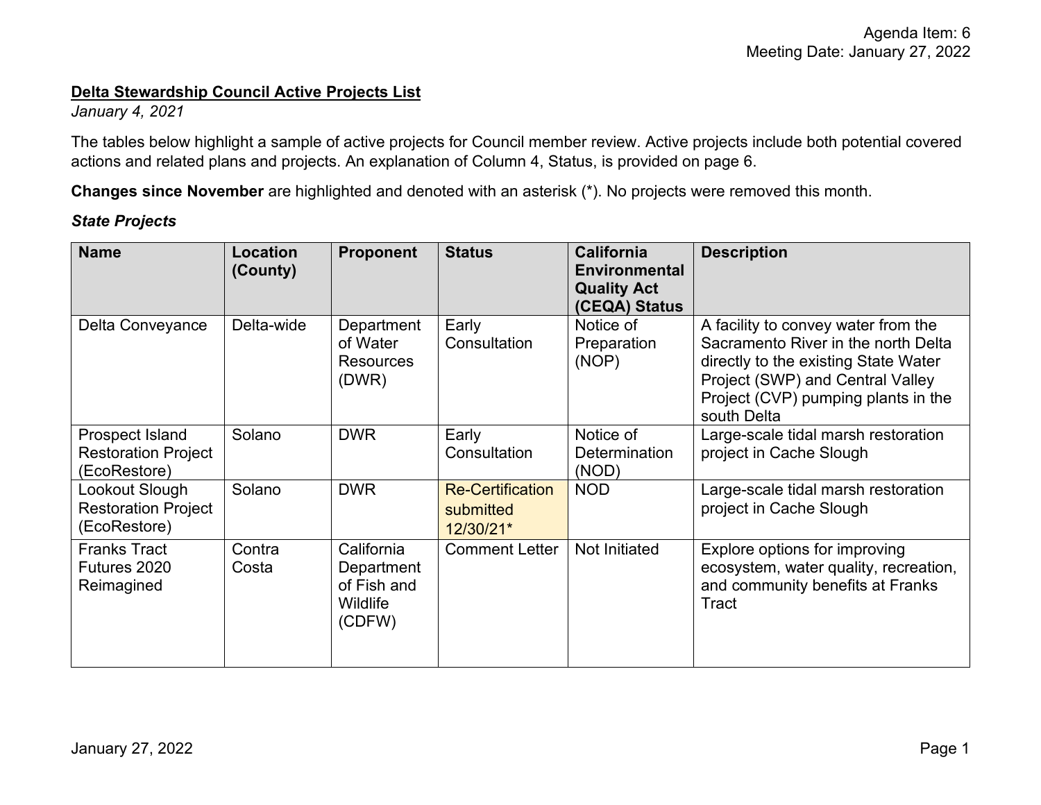Agenda Item: 6
Meeting Date: January 27, 2022

**Delta Stewardship Council Active Projects List**

*January 4, 2021*

The tables below highlight a sample of active projects for Council member review. Active projects include both potential covered actions and related plans and projects. An explanation of Column 4, Status, is provided on page 6.

**Changes since November** are highlighted and denoted with an asterisk (*). No projects were removed this month.

***State Projects***

| Name | Location (County) | Proponent | Status | California Environmental Quality Act (CEQA) Status | Description |
|---|---|---|---|---|---|
| Delta Conveyance | Delta-wide | Department of Water Resources (DWR) | Early Consultation | Notice of Preparation (NOP) | A facility to convey water from the Sacramento River in the north Delta directly to the existing State Water Project (SWP) and Central Valley Project (CVP) pumping plants in the south Delta |
| Prospect Island Restoration Project (EcoRestore) | Solano | DWR | Early Consultation | Notice of Determination (NOD) | Large-scale tidal marsh restoration project in Cache Slough |
| Lookout Slough Restoration Project (EcoRestore) | Solano | DWR | Re-Certification submitted 12/30/21* | NOD | Large-scale tidal marsh restoration project in Cache Slough |
| Franks Tract Futures 2020 Reimagined | Contra Costa | California Department of Fish and Wildlife (CDFW) | Comment Letter | Not Initiated | Explore options for improving ecosystem, water quality, recreation, and community benefits at Franks Tract |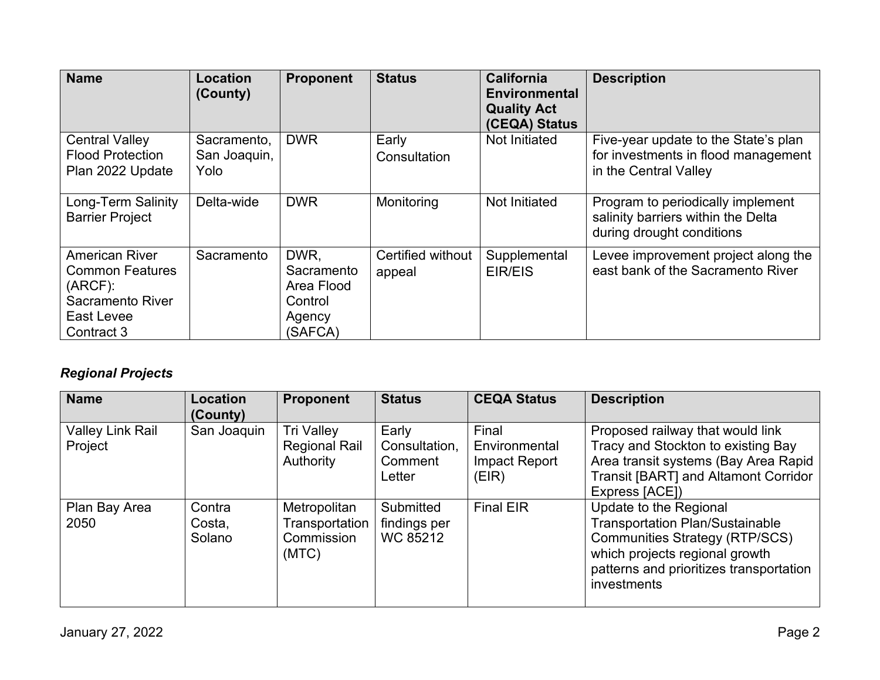| Name | Location (County) | Proponent | Status | California Environmental Quality Act (CEQA) Status | Description |
| --- | --- | --- | --- | --- | --- |
| Central Valley Flood Protection Plan 2022 Update | Sacramento, San Joaquin, Yolo | DWR | Early Consultation | Not Initiated | Five-year update to the State's plan for investments in flood management in the Central Valley |
| Long-Term Salinity Barrier Project | Delta-wide | DWR | Monitoring | Not Initiated | Program to periodically implement salinity barriers within the Delta during drought conditions |
| American River Common Features (ARCF): Sacramento River East Levee Contract 3 | Sacramento | DWR, Sacramento Area Flood Control Agency (SAFCA) | Certified without appeal | Supplemental EIR/EIS | Levee improvement project along the east bank of the Sacramento River |

### *Regional Projects*

| Name | Location (County) | Proponent | Status | CEQA Status | Description |
| --- | --- | --- | --- | --- | --- |
| Valley Link Rail Project | San Joaquin | Tri Valley Regional Rail Authority | Early Consultation, Comment Letter | Final Environmental Impact Report (EIR) | Proposed railway that would link Tracy and Stockton to existing Bay Area transit systems (Bay Area Rapid Transit [BART] and Altamont Corridor Express [ACE]) |
| Plan Bay Area 2050 | Contra Costa, Solano | Metropolitan Transportation Commission (MTC) | Submitted findings per WC 85212 | Final EIR | Update to the Regional Transportation Plan/Sustainable Communities Strategy (RTP/SCS) which projects regional growth patterns and prioritizes transportation investments |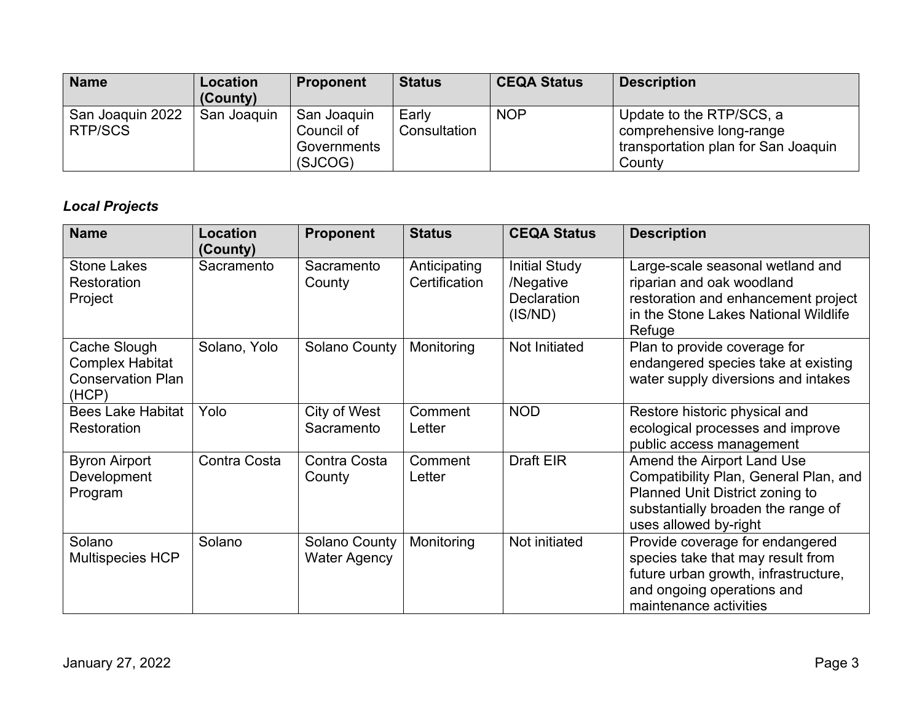| Name | Location (County) | Proponent | Status | CEQA Status | Description |
|---|---|---|---|---|---|
| San Joaquin 2022 RTP/SCS | San Joaquin | San Joaquin Council of Governments (SJCOG) | Early Consultation | NOP | Update to the RTP/SCS, a comprehensive long-range transportation plan for San Joaquin County |

### *Local Projects*

| Name | Location (County) | Proponent | Status | CEQA Status | Description |
|---|---|---|---|---|---|
| Stone Lakes Restoration Project | Sacramento | Sacramento County | Anticipating Certification | Initial Study /Negative Declaration (IS/ND) | Large-scale seasonal wetland and riparian and oak woodland restoration and enhancement project in the Stone Lakes National Wildlife Refuge |
| Cache Slough Complex Habitat Conservation Plan (HCP) | Solano, Yolo | Solano County | Monitoring | Not Initiated | Plan to provide coverage for endangered species take at existing water supply diversions and intakes |
| Bees Lake Habitat Restoration | Yolo | City of West Sacramento | Comment Letter | NOD | Restore historic physical and ecological processes and improve public access management |
| Byron Airport Development Program | Contra Costa | Contra Costa County | Comment Letter | Draft EIR | Amend the Airport Land Use Compatibility Plan, General Plan, and Planned Unit District zoning to substantially broaden the range of uses allowed by-right |
| Solano Multispecies HCP | Solano | Solano County Water Agency | Monitoring | Not initiated | Provide coverage for endangered species take that may result from future urban growth, infrastructure, and ongoing operations and maintenance activities |

January 27, 2022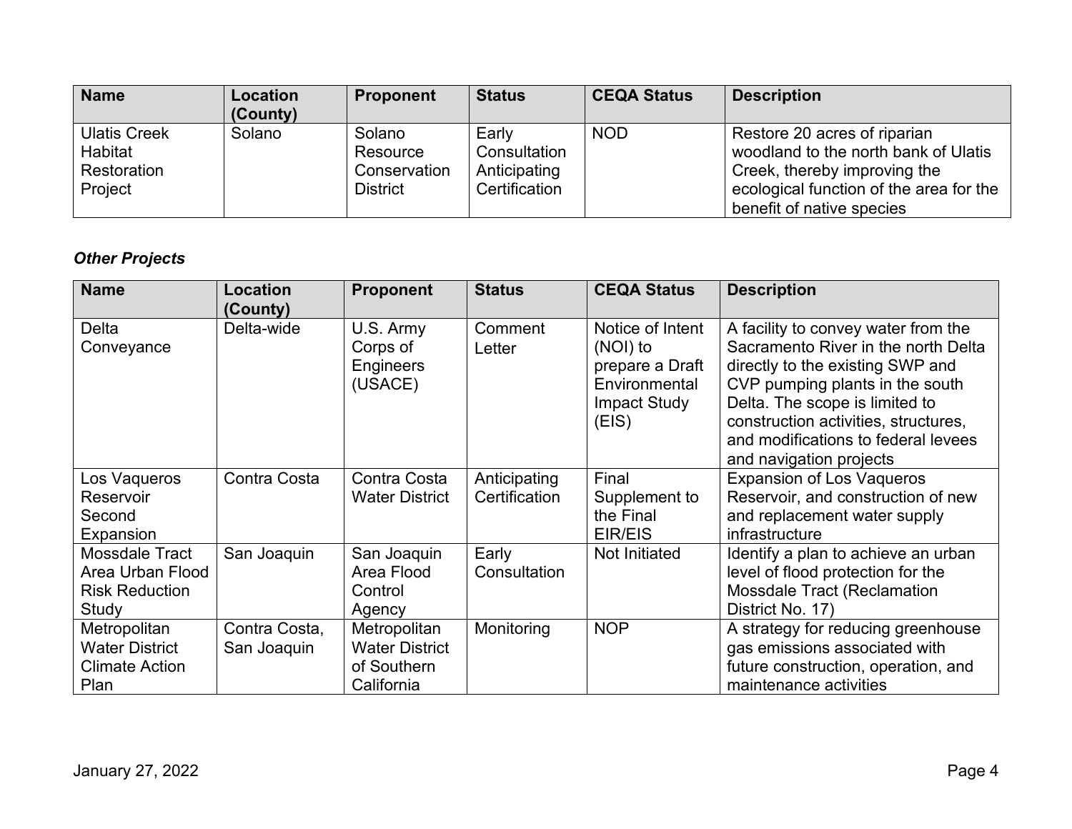| Name | Location (County) | Proponent | Status | CEQA Status | Description |
|---|---|---|---|---|---|
| Ulatis Creek Habitat Restoration Project | Solano | Solano Resource Conservation District | Early Consultation Anticipating Certification | NOD | Restore 20 acres of riparian woodland to the north bank of Ulatis Creek, thereby improving the ecological function of the area for the benefit of native species |

***Other Projects***

| Name | Location (County) | Proponent | Status | CEQA Status | Description |
|---|---|---|---|---|---|
| Delta Conveyance | Delta-wide | U.S. Army Corps of Engineers (USACE) | Comment Letter | Notice of Intent (NOI) to prepare a Draft Environmental Impact Study (EIS) | A facility to convey water from the Sacramento River in the north Delta directly to the existing SWP and CVP pumping plants in the south Delta. The scope is limited to construction activities, structures, and modifications to federal levees and navigation projects |
| Los Vaqueros Reservoir Second Expansion | Contra Costa | Contra Costa Water District | Anticipating Certification | Final Supplement to the Final EIR/EIS | Expansion of Los Vaqueros Reservoir, and construction of new and replacement water supply infrastructure |
| Mossdale Tract Area Urban Flood Risk Reduction Study | San Joaquin | San Joaquin Area Flood Control Agency | Early Consultation | Not Initiated | Identify a plan to achieve an urban level of flood protection for the Mossdale Tract (Reclamation District No. 17) |
| Metropolitan Water District Climate Action Plan | Contra Costa, San Joaquin | Metropolitan Water District of Southern California | Monitoring | NOP | A strategy for reducing greenhouse gas emissions associated with future construction, operation, and maintenance activities |

January 27, 2022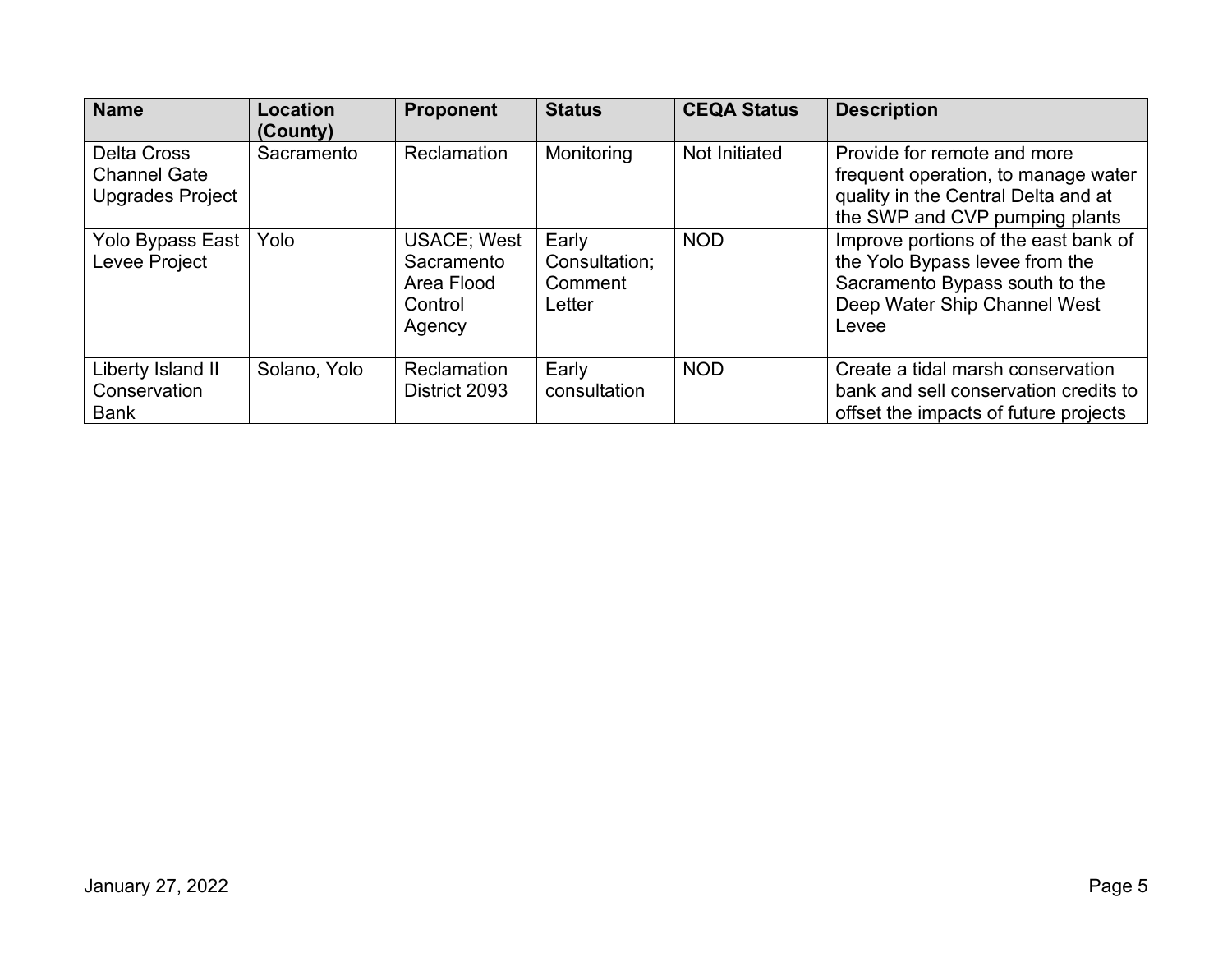| Name | Location (County) | Proponent | Status | CEQA Status | Description |
| --- | --- | --- | --- | --- | --- |
| Delta Cross Channel Gate Upgrades Project | Sacramento | Reclamation | Monitoring | Not Initiated | Provide for remote and more frequent operation, to manage water quality in the Central Delta and at the SWP and CVP pumping plants |
| Yolo Bypass East Levee Project | Yolo | USACE; West Sacramento Area Flood Control Agency | Early Consultation; Comment Letter | NOD | Improve portions of the east bank of the Yolo Bypass levee from the Sacramento Bypass south to the Deep Water Ship Channel West Levee |
| Liberty Island II Conservation Bank | Solano, Yolo | Reclamation District 2093 | Early consultation | NOD | Create a tidal marsh conservation bank and sell conservation credits to offset the impacts of future projects |

January 27, 2022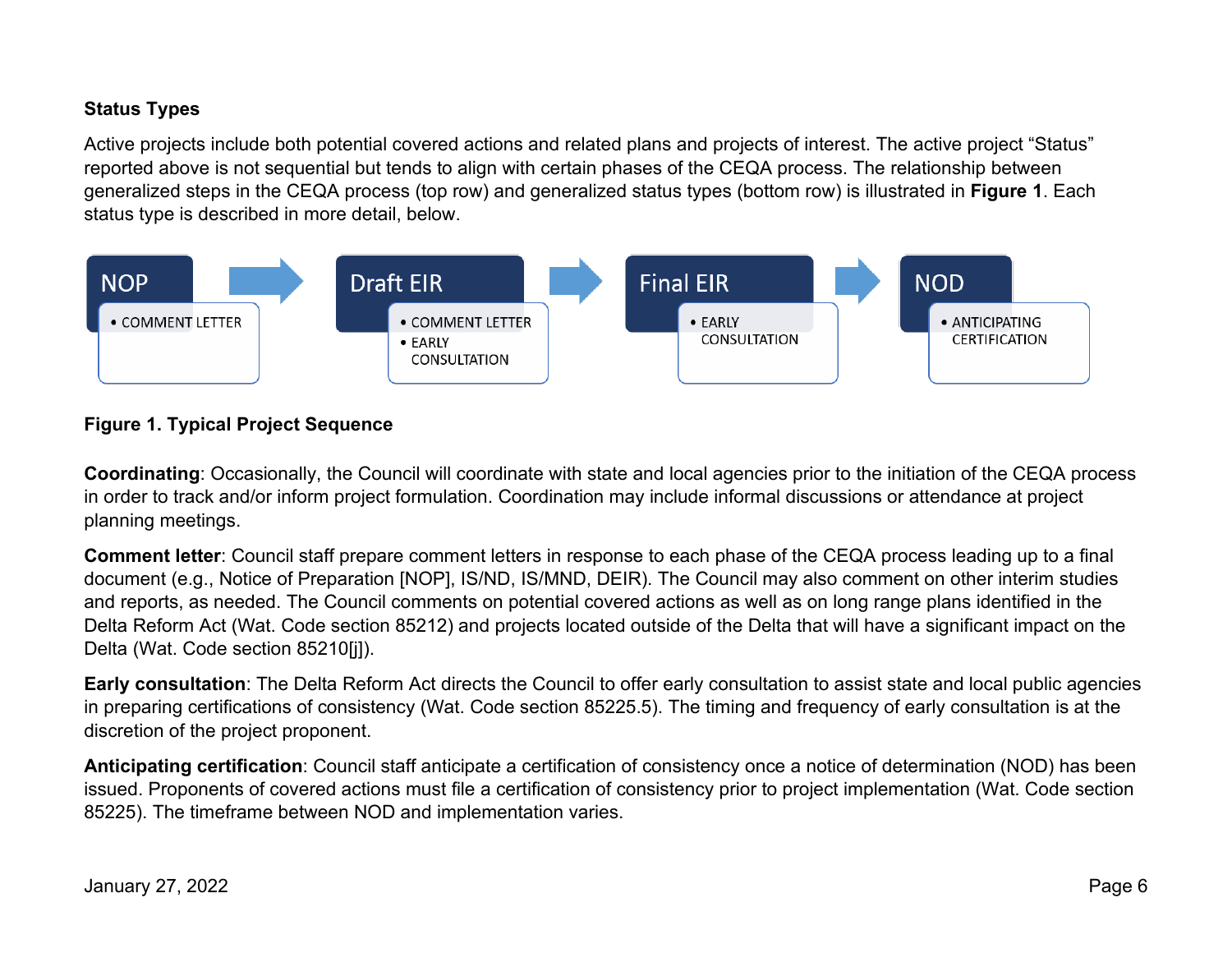**Status Types**

Active projects include both potential covered actions and related plans and projects of interest. The active project "Status" reported above is not sequential but tends to align with certain phases of the CEQA process. The relationship between generalized steps in the CEQA process (top row) and generalized status types (bottom row) is illustrated in **Figure 1**. Each status type is described in more detail, below.

NOP
- COMMENT LETTER

Draft EIR
- COMMENT LETTER
- EARLY CONSULTATION

Final EIR
- EARLY CONSULTATION

NOD
- ANTICIPATING CERTIFICATION

**Figure 1. Typical Project Sequence**

**Coordinating**: Occasionally, the Council will coordinate with state and local agencies prior to the initiation of the CEQA process in order to track and/or inform project formulation. Coordination may include informal discussions or attendance at project planning meetings.

**Comment letter**: Council staff prepare comment letters in response to each phase of the CEQA process leading up to a final document (e.g., Notice of Preparation [NOP], IS/ND, IS/MND, DEIR). The Council may also comment on other interim studies and reports, as needed. The Council comments on potential covered actions as well as on long range plans identified in the Delta Reform Act (Wat. Code section 85212) and projects located outside of the Delta that will have a significant impact on the Delta (Wat. Code section 85210[j]).

**Early consultation**: The Delta Reform Act directs the Council to offer early consultation to assist state and local public agencies in preparing certifications of consistency (Wat. Code section 85225.5). The timing and frequency of early consultation is at the discretion of the project proponent.

**Anticipating certification**: Council staff anticipate a certification of consistency once a notice of determination (NOD) has been issued. Proponents of covered actions must file a certification of consistency prior to project implementation (Wat. Code section 85225). The timeframe between NOD and implementation varies.

January 27, 2022